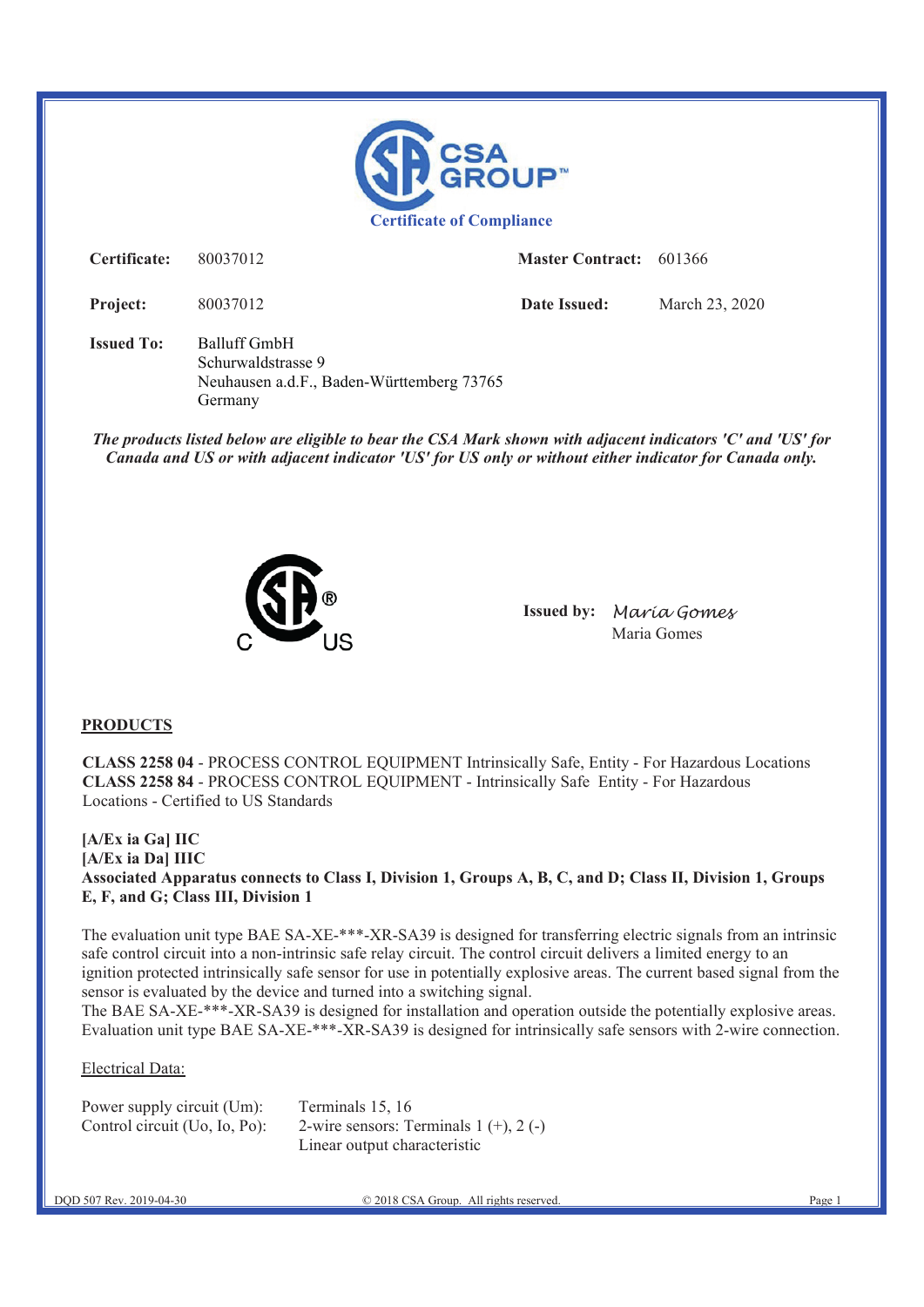CSA GROUP™

**Certificate of Compliance**

| | | | |
|---|---|---|---|
| **Certificate:** | 80037012 | **Master Contract:** | 601366 |
| **Project:** | 80037012 | **Date Issued:** | March 23, 2020 |

**Issued To:** Balluff GmbH
Schurwaldstrasse 9
Neuhausen a.d.F., Baden-Württemberg 73765
Germany

***The products listed below are eligible to bear the CSA Mark shown with adjacent indicators 'C' and 'US' for Canada and US or with adjacent indicator 'US' for US only or without either indicator for Canada only.***

C US

**Issued by:** *Maria Gomes*
Maria Gomes

**PRODUCTS**

**CLASS 2258 04** - PROCESS CONTROL EQUIPMENT Intrinsically Safe, Entity - For Hazardous Locations
**CLASS 2258 84** - PROCESS CONTROL EQUIPMENT - Intrinsically Safe Entity - For Hazardous Locations - Certified to US Standards

**[A/Ex ia Ga] IIC**
**[A/Ex ia Da] IIIC**
**Associated Apparatus connects to Class I, Division 1, Groups A, B, C, and D; Class II, Division 1, Groups E, F, and G; Class III, Division 1**

The evaluation unit type BAE SA-XE-***-XR-SA39 is designed for transferring electric signals from an intrinsic safe control circuit into a non-intrinsic safe relay circuit. The control circuit delivers a limited energy to an ignition protected intrinsically safe sensor for use in potentially explosive areas. The current based signal from the sensor is evaluated by the device and turned into a switching signal.
The BAE SA-XE-***-XR-SA39 is designed for installation and operation outside the potentially explosive areas. Evaluation unit type BAE SA-XE-***-XR-SA39 is designed for intrinsically safe sensors with 2-wire connection.

Electrical Data:

| | |
|---|---|
| Power supply circuit (Um): | Terminals 15, 16 |
| Control circuit (Uo, Io, Po): | 2-wire sensors: Terminals 1 (+), 2 (-)<br>Linear output characteristic |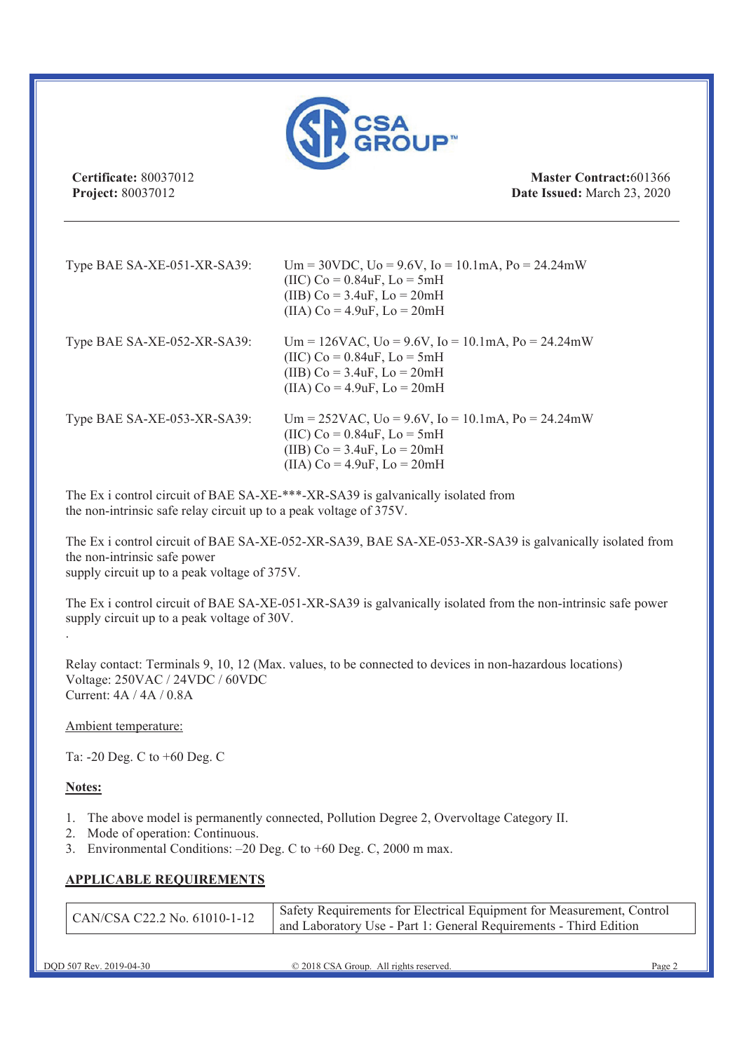**Certificate:** 80037012
**Project:** 80037012

**Master Contract:** 601366
**Date Issued:** March 23, 2020

---

Type BAE SA-XE-051-XR-SA39: Um = 30VDC, Uo = 9.6V, Io = 10.1mA, Po = 24.24mW
(IIC) Co = 0.84uF, Lo = 5mH
(IIB) Co = 3.4uF, Lo = 20mH
(IIA) Co = 4.9uF, Lo = 20mH

Type BAE SA-XE-052-XR-SA39: Um = 126VAC, Uo = 9.6V, Io = 10.1mA, Po = 24.24mW
(IIC) Co = 0.84uF, Lo = 5mH
(IIB) Co = 3.4uF, Lo = 20mH
(IIA) Co = 4.9uF, Lo = 20mH

Type BAE SA-XE-053-XR-SA39: Um = 252VAC, Uo = 9.6V, Io = 10.1mA, Po = 24.24mW
(IIC) Co = 0.84uF, Lo = 5mH
(IIB) Co = 3.4uF, Lo = 20mH
(IIA) Co = 4.9uF, Lo = 20mH

The Ex i control circuit of BAE SA-XE-***-XR-SA39 is galvanically isolated from the non-intrinsic safe relay circuit up to a peak voltage of 375V.

The Ex i control circuit of BAE SA-XE-052-XR-SA39, BAE SA-XE-053-XR-SA39 is galvanically isolated from the non-intrinsic safe power supply circuit up to a peak voltage of 375V.

The Ex i control circuit of BAE SA-XE-051-XR-SA39 is galvanically isolated from the non-intrinsic safe power supply circuit up to a peak voltage of 30V.

.

Relay contact: Terminals 9, 10, 12 (Max. values, to be connected to devices in non-hazardous locations)
Voltage: 250VAC / 24VDC / 60VDC
Current: 4A / 4A / 0.8A

Ambient temperature:

Ta: -20 Deg. C to +60 Deg. C

**Notes:**

1. The above model is permanently connected, Pollution Degree 2, Overvoltage Category II.
2. Mode of operation: Continuous.
3. Environmental Conditions: –20 Deg. C to +60 Deg. C, 2000 m max.

## APPLICABLE REQUIREMENTS

| CAN/CSA C22.2 No. 61010-1-12 | Safety Requirements for Electrical Equipment for Measurement, Control and Laboratory Use - Part 1: General Requirements - Third Edition |
|---|---|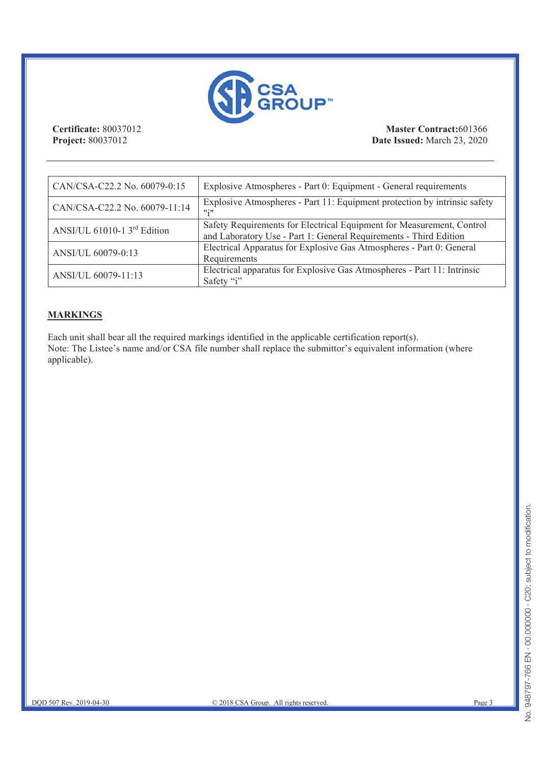**Certificate:** 80037012
**Project:** 80037012

**Master Contract:** 601366
**Date Issued:** March 23, 2020

| | |
|---|---|
| CAN/CSA-C22.2 No. 60079-0:15 | Explosive Atmospheres - Part 0: Equipment - General requirements |
| CAN/CSA-C22.2 No. 60079-11:14 | Explosive Atmospheres - Part 11: Equipment protection by intrinsic safety "i" |
| ANSI/UL 61010-1 3rd Edition | Safety Requirements for Electrical Equipment for Measurement, Control and Laboratory Use - Part 1: General Requirements - Third Edition |
| ANSI/UL 60079-0:13 | Electrical Apparatus for Explosive Gas Atmospheres - Part 0: General Requirements |
| ANSI/UL 60079-11:13 | Electrical apparatus for Explosive Gas Atmospheres - Part 11: Intrinsic Safety "i" |

## MARKINGS

Each unit shall bear all the required markings identified in the applicable certification report(s).
Note: The Listee's name and/or CSA file number shall replace the submittor's equivalent information (where applicable).